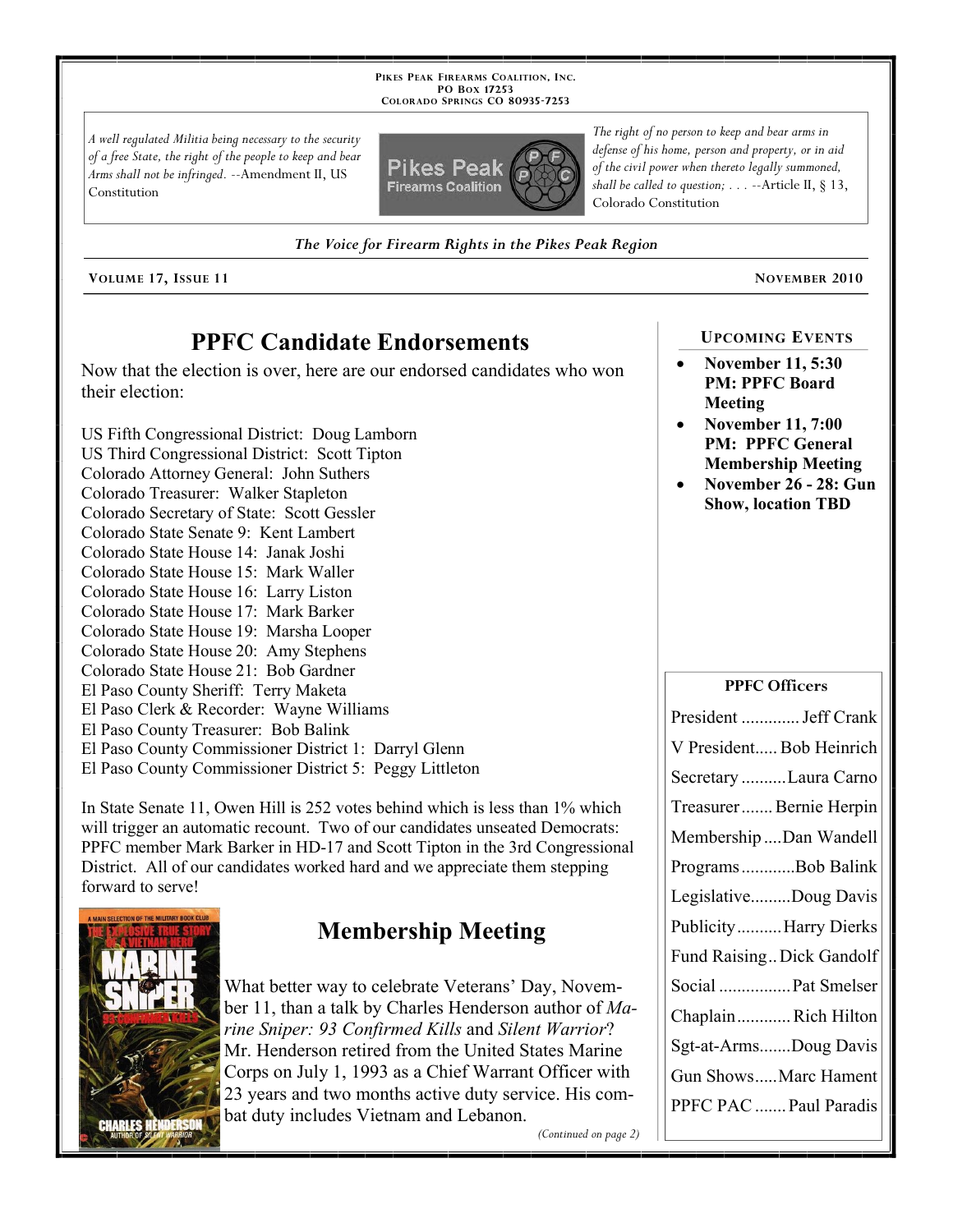Pikes Peak Firearms Coalition, Inc.
PO Box 17253
Colorado Springs CO 80935-7253

*A well regulated Militia being necessary to the security of a free State, the right of the people to keep and bear Arms shall not be infringed.* --Amendment II, US Constitution

*The right of no person to keep and bear arms in defense of his home, person and property, or in aid of the civil power when thereto legally summoned, shall be called to question; . . .* --Article II, § 13, Colorado Constitution

*The Voice for Firearm Rights in the Pikes Peak Region*

**Volume 17, Issue 11** — **November 2010**

# PPFC Candidate Endorsements

Now that the election is over, here are our endorsed candidates who won their election:

US Fifth Congressional District: Doug Lamborn
US Third Congressional District: Scott Tipton
Colorado Attorney General: John Suthers
Colorado Treasurer: Walker Stapleton
Colorado Secretary of State: Scott Gessler
Colorado State Senate 9: Kent Lambert
Colorado State House 14: Janak Joshi
Colorado State House 15: Mark Waller
Colorado State House 16: Larry Liston
Colorado State House 17: Mark Barker
Colorado State House 19: Marsha Looper
Colorado State House 20: Amy Stephens
Colorado State House 21: Bob Gardner
El Paso County Sheriff: Terry Maketa
El Paso Clerk & Recorder: Wayne Williams
El Paso County Treasurer: Bob Balink
El Paso County Commissioner District 1: Darryl Glenn
El Paso County Commissioner District 5: Peggy Littleton

In State Senate 11, Owen Hill is 252 votes behind which is less than 1% which will trigger an automatic recount. Two of our candidates unseated Democrats: PPFC member Mark Barker in HD-17 and Scott Tipton in the 3rd Congressional District. All of our candidates worked hard and we appreciate them stepping forward to serve!

# Membership Meeting

What better way to celebrate Veterans' Day, November 11, than a talk by Charles Henderson author of *Marine Sniper: 93 Confirmed Kills* and *Silent Warrior*? Mr. Henderson retired from the United States Marine Corps on July 1, 1993 as a Chief Warrant Officer with 23 years and two months active duty service. His combat duty includes Vietnam and Lebanon.

*(Continued on page 2)*

## Upcoming Events

- **November 11, 5:30 PM: PPFC Board Meeting**
- **November 11, 7:00 PM: PPFC General Membership Meeting**
- **November 26 - 28: Gun Show, location TBD**

## PPFC Officers

| Office | Name |
|---|---|
| President | Jeff Crank |
| V President | Bob Heinrich |
| Secretary | Laura Carno |
| Treasurer | Bernie Herpin |
| Membership | Dan Wandell |
| Programs | Bob Balink |
| Legislative | Doug Davis |
| Publicity | Harry Dierks |
| Fund Raising | Dick Gandolf |
| Social | Pat Smelser |
| Chaplain | Rich Hilton |
| Sgt-at-Arms | Doug Davis |
| Gun Shows | Marc Hament |
| PPFC PAC | Paul Paradis |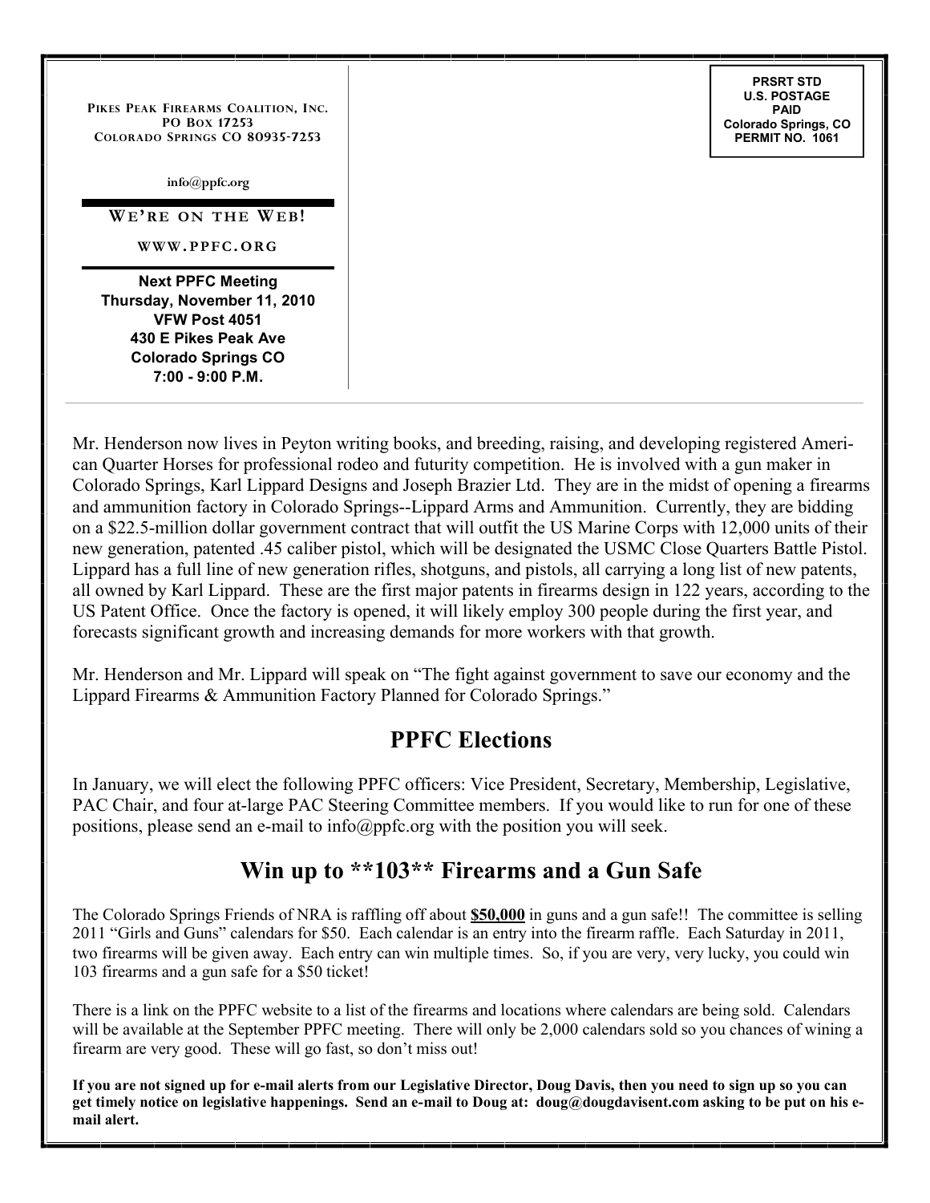PIKES PEAK FIREARMS COALITION, INC.
PO BOX 17253
COLORADO SPRINGS CO 80935-7253

info@ppfc.org

**WE'RE ON THE WEB!**

**WWW.PPFC.ORG**

**Next PPFC Meeting**
**Thursday, November 11, 2010**
**VFW Post 4051**
**430 E Pikes Peak Ave**
**Colorado Springs CO**
**7:00 - 9:00 P.M.**

**PRSRT STD**
**U.S. POSTAGE**
**PAID**
**Colorado Springs, CO**
**PERMIT NO. 1061**

Mr. Henderson now lives in Peyton writing books, and breeding, raising, and developing registered American Quarter Horses for professional rodeo and futurity competition. He is involved with a gun maker in Colorado Springs, Karl Lippard Designs and Joseph Brazier Ltd. They are in the midst of opening a firearms and ammunition factory in Colorado Springs--Lippard Arms and Ammunition. Currently, they are bidding on a $22.5-million dollar government contract that will outfit the US Marine Corps with 12,000 units of their new generation, patented .45 caliber pistol, which will be designated the USMC Close Quarters Battle Pistol. Lippard has a full line of new generation rifles, shotguns, and pistols, all carrying a long list of new patents, all owned by Karl Lippard. These are the first major patents in firearms design in 122 years, according to the US Patent Office. Once the factory is opened, it will likely employ 300 people during the first year, and forecasts significant growth and increasing demands for more workers with that growth.

Mr. Henderson and Mr. Lippard will speak on "The fight against government to save our economy and the Lippard Firearms & Ammunition Factory Planned for Colorado Springs."

## PPFC Elections

In January, we will elect the following PPFC officers: Vice President, Secretary, Membership, Legislative, PAC Chair, and four at-large PAC Steering Committee members. If you would like to run for one of these positions, please send an e-mail to info@ppfc.org with the position you will seek.

## Win up to **103** Firearms and a Gun Safe

The Colorado Springs Friends of NRA is raffling off about **$50,000** in guns and a gun safe!! The committee is selling 2011 "Girls and Guns" calendars for $50. Each calendar is an entry into the firearm raffle. Each Saturday in 2011, two firearms will be given away. Each entry can win multiple times. So, if you are very, very lucky, you could win 103 firearms and a gun safe for a $50 ticket!

There is a link on the PPFC website to a list of the firearms and locations where calendars are being sold. Calendars will be available at the September PPFC meeting. There will only be 2,000 calendars sold so you chances of wining a firearm are very good. These will go fast, so don't miss out!

**If you are not signed up for e-mail alerts from our Legislative Director, Doug Davis, then you need to sign up so you can get timely notice on legislative happenings. Send an e-mail to Doug at: doug@dougdavisent.com asking to be put on his e-mail alert.**